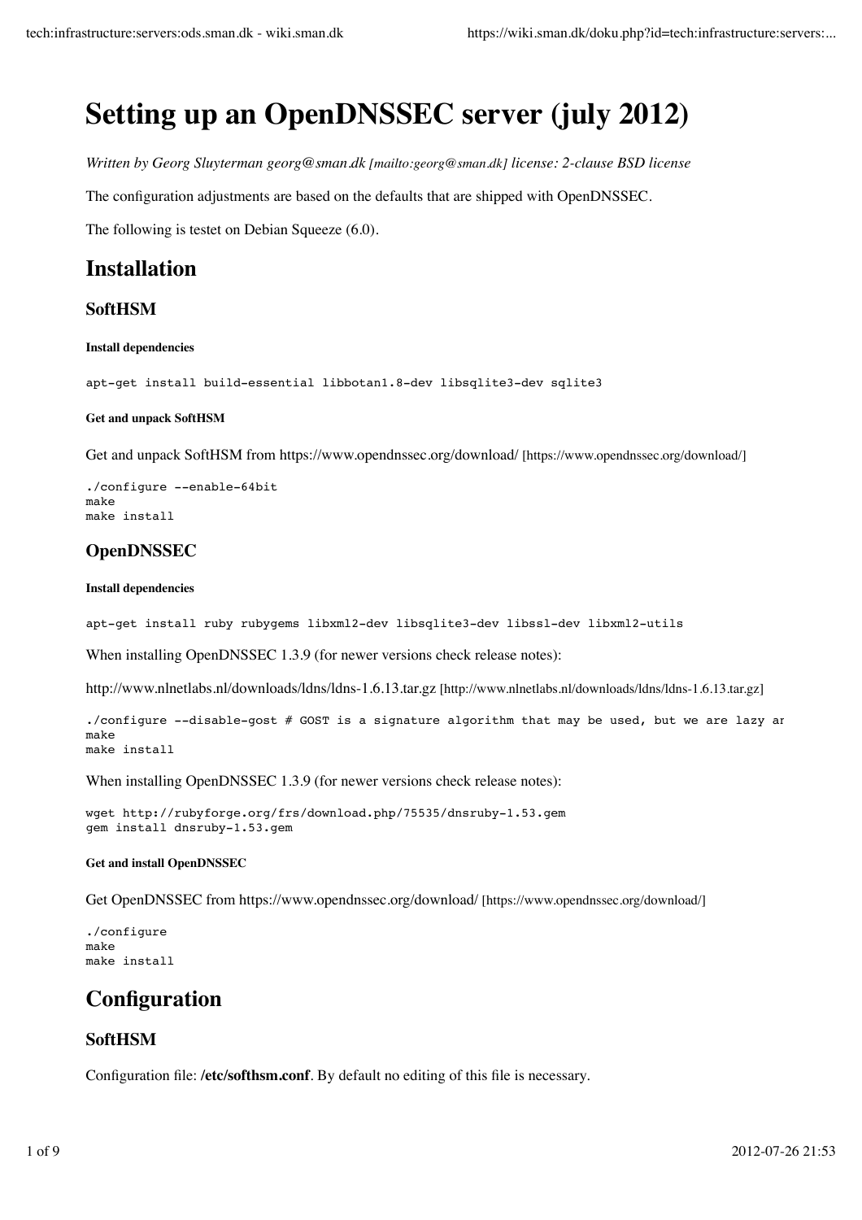# Setting up an OpenDNSSEC server (july 2012)

*Written by Georg Sluyterman georg@sman.dk [mailto:georg@sman.dk] license: 2-clause BSD license*

The configuration adjustments are based on the defaults that are shipped with OpenDNSSEC.

The following is testet on Debian Squeeze (6.0).

## Installation

### SoftHSM

##### Install dependencies

```
apt-get install build-essential libbotan1.8-dev libsqlite3-dev sqlite3
```

##### Get and unpack SoftHSM

Get and unpack SoftHSM from https://www.opendnssec.org/download/ [https://www.opendnssec.org/download/]

```
./configure --enable-64bit
make
make install
```

### OpenDNSSEC

##### Install dependencies

```
apt-get install ruby rubygems libxml2-dev libsqlite3-dev libssl-dev libxml2-utils
```

When installing OpenDNSSEC 1.3.9 (for newer versions check release notes):

http://www.nlnetlabs.nl/downloads/ldns/ldns-1.6.13.tar.gz [http://www.nlnetlabs.nl/downloads/ldns/ldns-1.6.13.tar.gz]

```
./configure --disable-gost # GOST is a signature algorithm that may be used, but we are lazy ar
make
make install
```

When installing OpenDNSSEC 1.3.9 (for newer versions check release notes):

```
wget http://rubyforge.org/frs/download.php/75535/dnsruby-1.53.gem
gem install dnsruby-1.53.gem
```

##### Get and install OpenDNSSEC

Get OpenDNSSEC from https://www.opendnssec.org/download/ [https://www.opendnssec.org/download/]

```
./configure
make
make install
```

## Configuration

### SoftHSM

Configuration file: **/etc/softhsm.conf**. By default no editing of this file is necessary.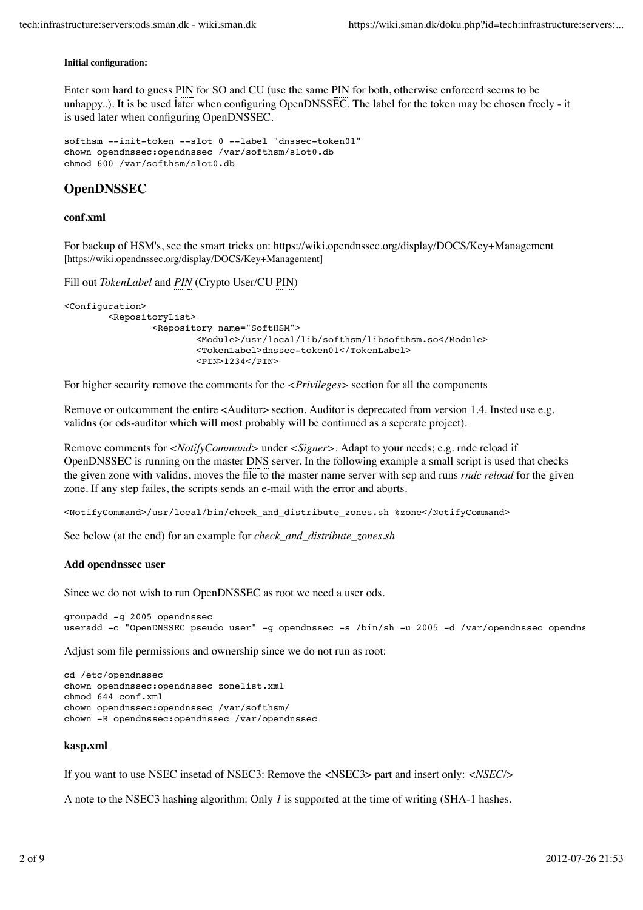**Initial configuration:**

Enter som hard to guess PIN for SO and CU (use the same PIN for both, otherwise enforcerd seems to be unhappy..). It is be used later when configuring OpenDNSSEC. The label for the token may be chosen freely - it is used later when configuring OpenDNSSEC.

```
softhsm --init-token --slot 0 --label "dnssec-token01"
chown opendnssec:opendnssec /var/softhsm/slot0.db
chmod 600 /var/softhsm/slot0.db
```

## OpenDNSSEC

### conf.xml

For backup of HSM's, see the smart tricks on: https://wiki.opendnssec.org/display/DOCS/Key+Management [https://wiki.opendnssec.org/display/DOCS/Key+Management]

Fill out *TokenLabel* and *PIN* (Crypto User/CU PIN)

```
<Configuration>
        <RepositoryList>
                <Repository name="SoftHSM">
                        <Module>/usr/local/lib/softhsm/libsofthsm.so</Module>
                        <TokenLabel>dnssec-token01</TokenLabel>
                        <PIN>1234</PIN>
```

For higher security remove the comments for the *<Privileges>* section for all the components

Remove or outcomment the entire <Auditor> section. Auditor is deprecated from version 1.4. Insted use e.g. validns (or ods-auditor which will most probably will be continued as a seperate project).

Remove comments for *<NotifyCommand>* under *<Signer>*. Adapt to your needs; e.g. rndc reload if OpenDNSSEC is running on the master DNS server. In the following example a small script is used that checks the given zone with validns, moves the file to the master name server with scp and runs *rndc reload* for the given zone. If any step failes, the scripts sends an e-mail with the error and aborts.

```
<NotifyCommand>/usr/local/bin/check_and_distribute_zones.sh %zone</NotifyCommand>
```

See below (at the end) for an example for *check_and_distribute_zones.sh*

### Add opendnssec user

Since we do not wish to run OpenDNSSEC as root we need a user ods.

```
groupadd -g 2005 opendnssec
useradd -c "OpenDNSSEC pseudo user" -g opendnssec -s /bin/sh -u 2005 -d /var/opendnssec opendns
```

Adjust som file permissions and ownership since we do not run as root:

```
cd /etc/opendnssec
chown opendnssec:opendnssec zonelist.xml
chmod 644 conf.xml
chown opendnssec:opendnssec /var/softhsm/
chown -R opendnssec:opendnssec /var/opendnssec
```

### kasp.xml

If you want to use NSEC insetad of NSEC3: Remove the <NSEC3> part and insert only: *<NSEC/>*

A note to the NSEC3 hashing algorithm: Only *1* is supported at the time of writing (SHA-1 hashes.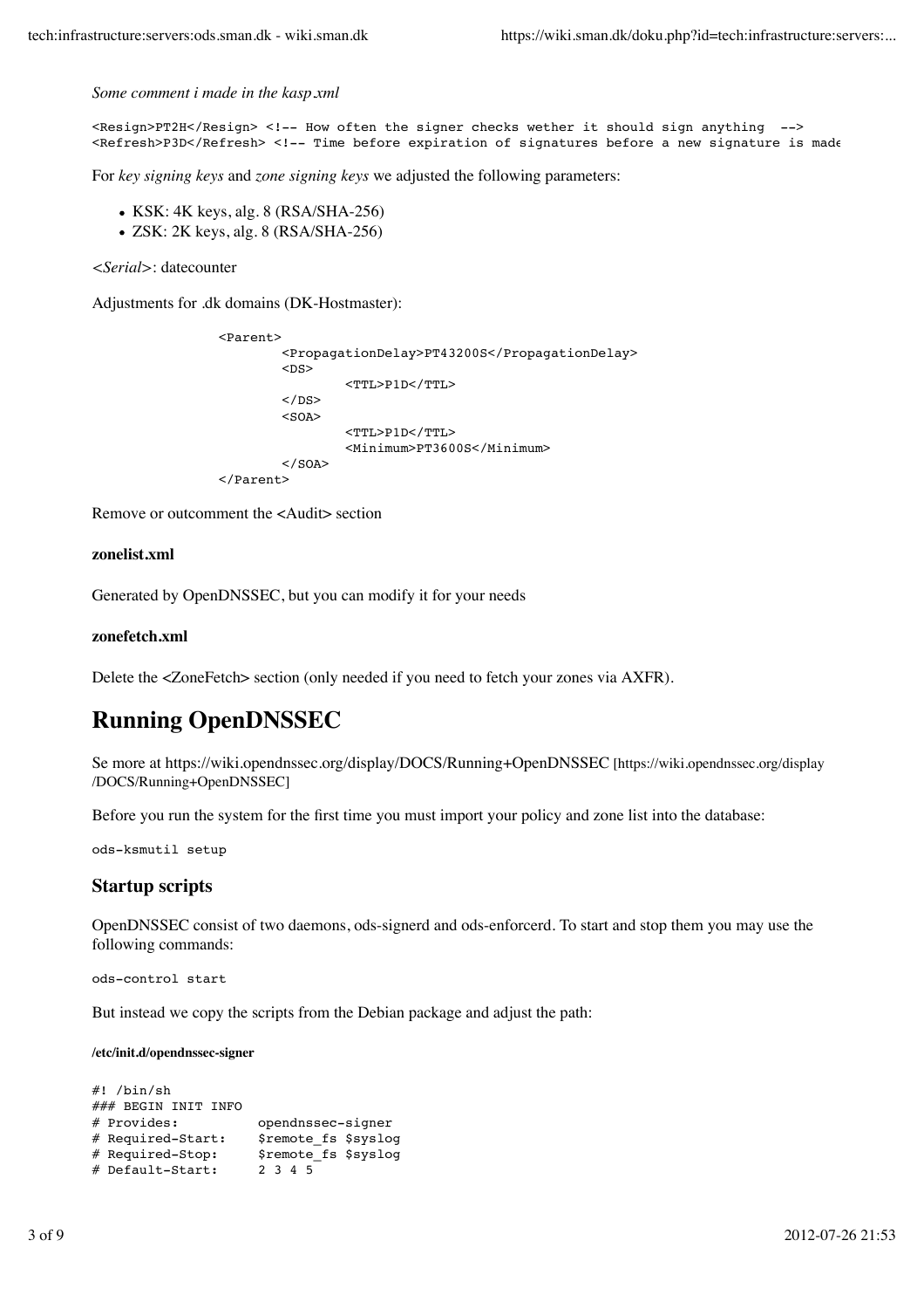*Some comment i made in the kasp.xml*

```
<Resign>PT2H</Resign> <!-- How often the signer checks wether it should sign anything  -->
<Refresh>P3D</Refresh> <!-- Time before expiration of signatures before a new signature is made
```

For *key signing keys* and *zone signing keys* we adjusted the following parameters:

- KSK: 4K keys, alg. 8 (RSA/SHA-256)
- ZSK: 2K keys, alg. 8 (RSA/SHA-256)

*<Serial>*: datecounter

Adjustments for .dk domains (DK-Hostmaster):

```
                <Parent>
                        <PropagationDelay>PT43200S</PropagationDelay>
                        <DS>
                                <TTL>P1D</TTL>
                        </DS>
                        <SOA>
                                <TTL>P1D</TTL>
                                <Minimum>PT3600S</Minimum>
                        </SOA>
                </Parent>
```

Remove or outcomment the <Audit> section

**zonelist.xml**

Generated by OpenDNSSEC, but you can modify it for your needs

**zonefetch.xml**

Delete the <ZoneFetch> section (only needed if you need to fetch your zones via AXFR).

# Running OpenDNSSEC

Se more at https://wiki.opendnssec.org/display/DOCS/Running+OpenDNSSEC [https://wiki.opendnssec.org/display/DOCS/Running+OpenDNSSEC]

Before you run the system for the first time you must import your policy and zone list into the database:

```
ods-ksmutil setup
```

## Startup scripts

OpenDNSSEC consist of two daemons, ods-signerd and ods-enforcerd. To start and stop them you may use the following commands:

```
ods-control start
```

But instead we copy the scripts from the Debian package and adjust the path:

###### /etc/init.d/opendnssec-signer

```
#! /bin/sh
### BEGIN INIT INFO
# Provides:          opendnssec-signer
# Required-Start:    $remote_fs $syslog
# Required-Stop:     $remote_fs $syslog
# Default-Start:     2 3 4 5
```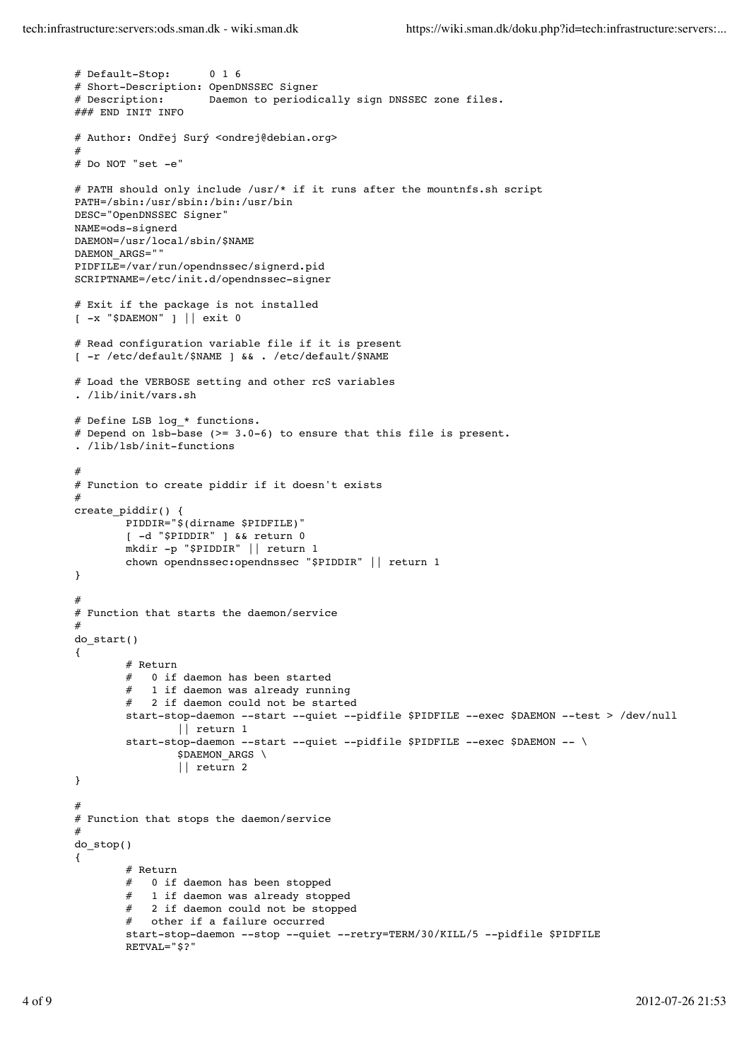```
# Default-Stop:      0 1 6
# Short-Description: OpenDNSSEC Signer
# Description:       Daemon to periodically sign DNSSEC zone files.
### END INIT INFO

# Author: Ondřej Surý <ondrej@debian.org>
#
# Do NOT "set -e"

# PATH should only include /usr/* if it runs after the mountnfs.sh script
PATH=/sbin:/usr/sbin:/bin:/usr/bin
DESC="OpenDNSSEC Signer"
NAME=ods-signerd
DAEMON=/usr/local/sbin/$NAME
DAEMON_ARGS=""
PIDFILE=/var/run/opendnssec/signerd.pid
SCRIPTNAME=/etc/init.d/opendnssec-signer

# Exit if the package is not installed
[ -x "$DAEMON" ] || exit 0

# Read configuration variable file if it is present
[ -r /etc/default/$NAME ] && . /etc/default/$NAME

# Load the VERBOSE setting and other rcS variables
. /lib/init/vars.sh

# Define LSB log_* functions.
# Depend on lsb-base (>= 3.0-6) to ensure that this file is present.
. /lib/lsb/init-functions

#
# Function to create piddir if it doesn't exists
#
create_piddir() {
        PIDDIR="$(dirname $PIDFILE)"
        [ -d "$PIDDIR" ] && return 0
        mkdir -p "$PIDDIR" || return 1
        chown opendnssec:opendnssec "$PIDDIR" || return 1
}

#
# Function that starts the daemon/service
#
do_start()
{
        # Return
        #   0 if daemon has been started
        #   1 if daemon was already running
        #   2 if daemon could not be started
        start-stop-daemon --start --quiet --pidfile $PIDFILE --exec $DAEMON --test > /dev/null
                || return 1
        start-stop-daemon --start --quiet --pidfile $PIDFILE --exec $DAEMON -- \
                $DAEMON_ARGS \
                || return 2
}

#
# Function that stops the daemon/service
#
do_stop()
{
        # Return
        #   0 if daemon has been stopped
        #   1 if daemon was already stopped
        #   2 if daemon could not be stopped
        #   other if a failure occurred
        start-stop-daemon --stop --quiet --retry=TERM/30/KILL/5 --pidfile $PIDFILE
        RETVAL="$?"
```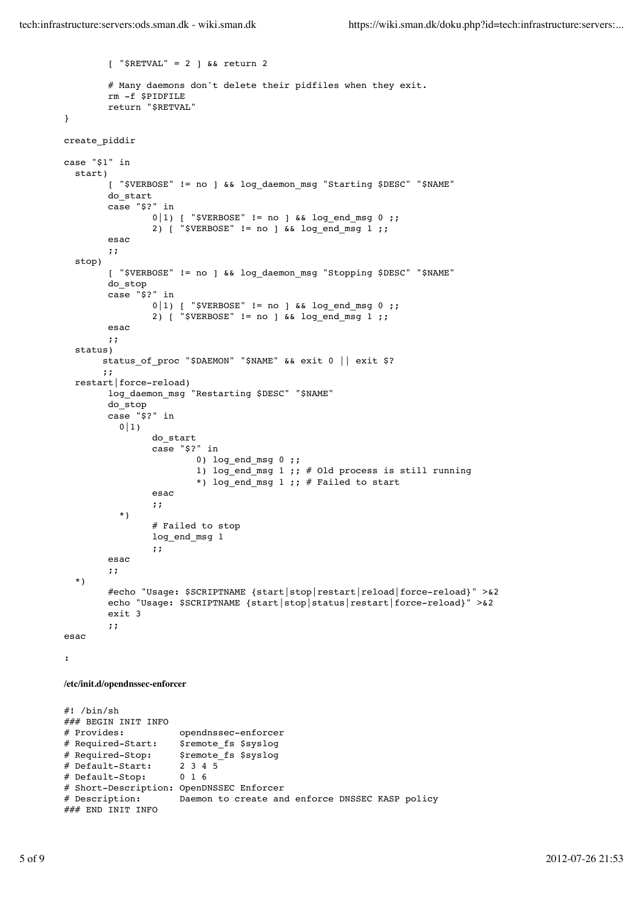```
        [ "$RETVAL" = 2 ] && return 2

        # Many daemons don't delete their pidfiles when they exit.
        rm -f $PIDFILE
        return "$RETVAL"
}

create_piddir

case "$1" in
  start)
        [ "$VERBOSE" != no ] && log_daemon_msg "Starting $DESC" "$NAME"
        do_start
        case "$?" in
                0|1) [ "$VERBOSE" != no ] && log_end_msg 0 ;;
                2) [ "$VERBOSE" != no ] && log_end_msg 1 ;;
        esac
        ;;
  stop)
        [ "$VERBOSE" != no ] && log_daemon_msg "Stopping $DESC" "$NAME"
        do_stop
        case "$?" in
                0|1) [ "$VERBOSE" != no ] && log_end_msg 0 ;;
                2) [ "$VERBOSE" != no ] && log_end_msg 1 ;;
        esac
        ;;
  status)
       status_of_proc "$DAEMON" "$NAME" && exit 0 || exit $?
       ;;
  restart|force-reload)
        log_daemon_msg "Restarting $DESC" "$NAME"
        do_stop
        case "$?" in
          0|1)
                do_start
                case "$?" in
                        0) log_end_msg 0 ;;
                        1) log_end_msg 1 ;; # Old process is still running
                        *) log_end_msg 1 ;; # Failed to start
                esac
                ;;
          *)
                # Failed to stop
                log_end_msg 1
                ;;
        esac
        ;;
  *)
        #echo "Usage: $SCRIPTNAME {start|stop|restart|reload|force-reload}" >&2
        echo "Usage: $SCRIPTNAME {start|stop|status|restart|force-reload}" >&2
        exit 3
        ;;
esac

:
```

**/etc/init.d/opendnssec-enforcer**

```
#! /bin/sh
### BEGIN INIT INFO
# Provides:          opendnssec-enforcer
# Required-Start:    $remote_fs $syslog
# Required-Stop:     $remote_fs $syslog
# Default-Start:     2 3 4 5
# Default-Stop:      0 1 6
# Short-Description: OpenDNSSEC Enforcer
# Description:       Daemon to create and enforce DNSSEC KASP policy
### END INIT INFO
```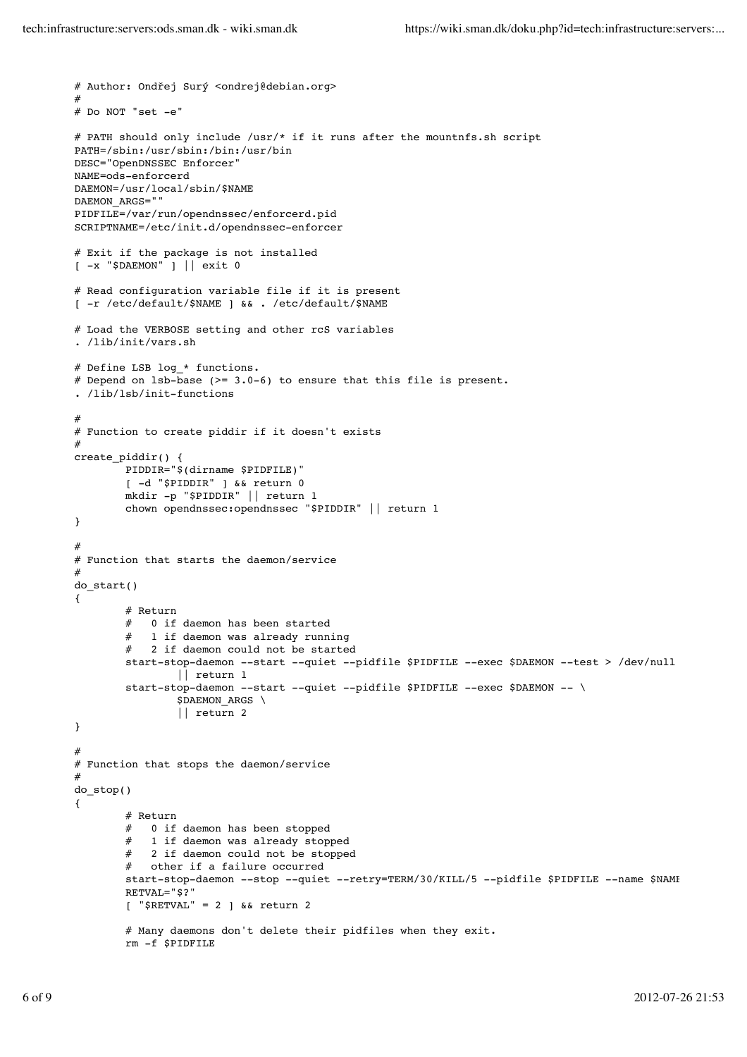```
# Author: Ondřej Surý <ondrej@debian.org>
#
# Do NOT "set -e"

# PATH should only include /usr/* if it runs after the mountnfs.sh script
PATH=/sbin:/usr/sbin:/bin:/usr/bin
DESC="OpenDNSSEC Enforcer"
NAME=ods-enforcerd
DAEMON=/usr/local/sbin/$NAME
DAEMON_ARGS=""
PIDFILE=/var/run/opendnssec/enforcerd.pid
SCRIPTNAME=/etc/init.d/opendnssec-enforcer

# Exit if the package is not installed
[ -x "$DAEMON" ] || exit 0

# Read configuration variable file if it is present
[ -r /etc/default/$NAME ] && . /etc/default/$NAME

# Load the VERBOSE setting and other rcS variables
. /lib/init/vars.sh

# Define LSB log_* functions.
# Depend on lsb-base (>= 3.0-6) to ensure that this file is present.
. /lib/lsb/init-functions

#
# Function to create piddir if it doesn't exists
#
create_piddir() {
        PIDDIR="$(dirname $PIDFILE)"
        [ -d "$PIDDIR" ] && return 0
        mkdir -p "$PIDDIR" || return 1
        chown opendnssec:opendnssec "$PIDDIR" || return 1
}

#
# Function that starts the daemon/service
#
do_start()
{
        # Return
        #   0 if daemon has been started
        #   1 if daemon was already running
        #   2 if daemon could not be started
        start-stop-daemon --start --quiet --pidfile $PIDFILE --exec $DAEMON --test > /dev/null
                || return 1
        start-stop-daemon --start --quiet --pidfile $PIDFILE --exec $DAEMON -- \
                $DAEMON_ARGS \
                || return 2
}

#
# Function that stops the daemon/service
#
do_stop()
{
        # Return
        #   0 if daemon has been stopped
        #   1 if daemon was already stopped
        #   2 if daemon could not be stopped
        #   other if a failure occurred
        start-stop-daemon --stop --quiet --retry=TERM/30/KILL/5 --pidfile $PIDFILE --name $NAME
        RETVAL="$?"
        [ "$RETVAL" = 2 ] && return 2

        # Many daemons don't delete their pidfiles when they exit.
        rm -f $PIDFILE
```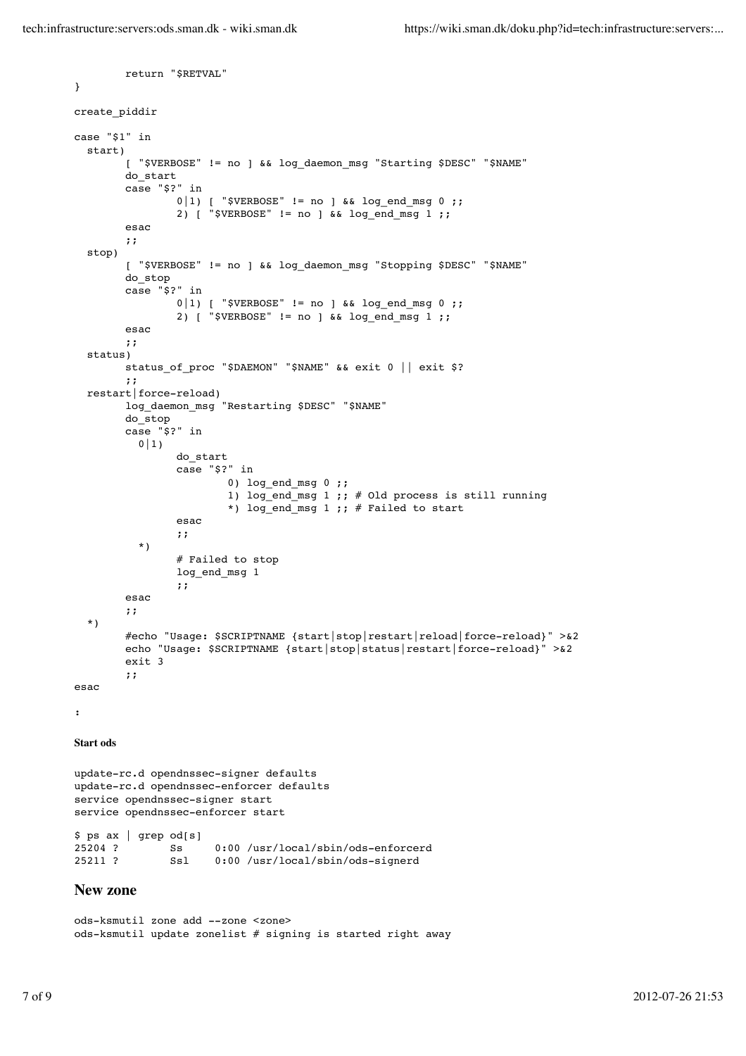```
        return "$RETVAL"
}

create_piddir

case "$1" in
  start)
        [ "$VERBOSE" != no ] && log_daemon_msg "Starting $DESC" "$NAME"
        do_start
        case "$?" in
                0|1) [ "$VERBOSE" != no ] && log_end_msg 0 ;;
                2) [ "$VERBOSE" != no ] && log_end_msg 1 ;;
        esac
        ;;
  stop)
        [ "$VERBOSE" != no ] && log_daemon_msg "Stopping $DESC" "$NAME"
        do_stop
        case "$?" in
                0|1) [ "$VERBOSE" != no ] && log_end_msg 0 ;;
                2) [ "$VERBOSE" != no ] && log_end_msg 1 ;;
        esac
        ;;
  status)
        status_of_proc "$DAEMON" "$NAME" && exit 0 || exit $?
        ;;
  restart|force-reload)
        log_daemon_msg "Restarting $DESC" "$NAME"
        do_stop
        case "$?" in
          0|1)
                do_start
                case "$?" in
                        0) log_end_msg 0 ;;
                        1) log_end_msg 1 ;; # Old process is still running
                        *) log_end_msg 1 ;; # Failed to start
                esac
                ;;
          *)
                # Failed to stop
                log_end_msg 1
                ;;
        esac
        ;;
  *)
        #echo "Usage: $SCRIPTNAME {start|stop|restart|reload|force-reload}" >&2
        echo "Usage: $SCRIPTNAME {start|stop|status|restart|force-reload}" >&2
        exit 3
        ;;
esac

:
```

#### Start ods

```
update-rc.d opendnssec-signer defaults
update-rc.d opendnssec-enforcer defaults
service opendnssec-signer start
service opendnssec-enforcer start
```

```
$ ps ax | grep od[s]
25204 ?        Ss     0:00 /usr/local/sbin/ods-enforcerd
25211 ?        Ssl    0:00 /usr/local/sbin/ods-signerd
```

### New zone

```
ods-ksmutil zone add --zone <zone>
ods-ksmutil update zonelist # signing is started right away
```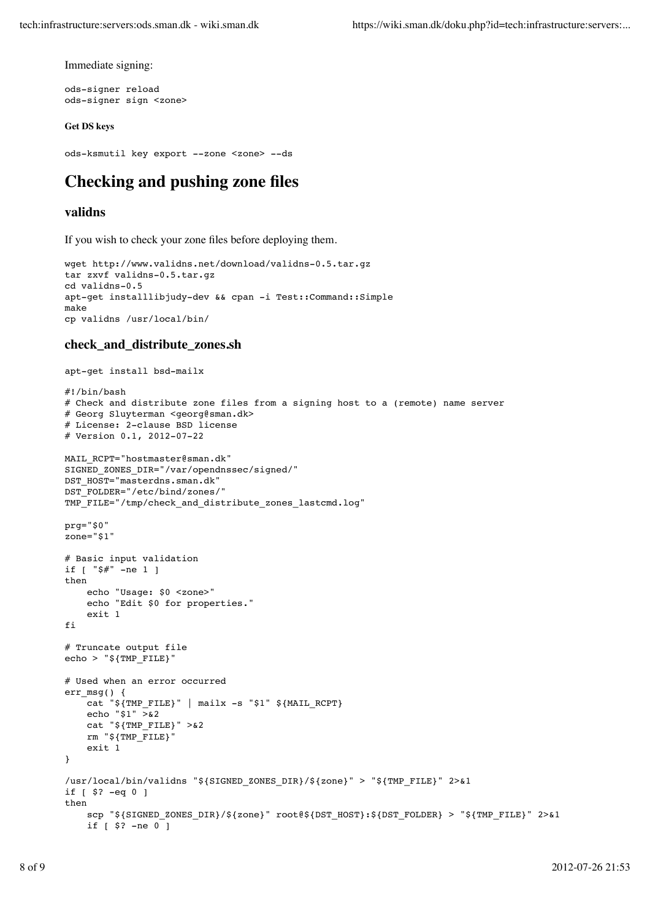Immediate signing:

```
ods-signer reload
ods-signer sign <zone>
```

##### Get DS keys

```
ods-ksmutil key export --zone <zone> --ds
```

## Checking and pushing zone files

### validns

If you wish to check your zone files before deploying them.

```
wget http://www.validns.net/download/validns-0.5.tar.gz
tar zxvf validns-0.5.tar.gz
cd validns-0.5
apt-get installlibjudy-dev && cpan -i Test::Command::Simple
make
cp validns /usr/local/bin/
```

### check_and_distribute_zones.sh

```
apt-get install bsd-mailx
```

```
#!/bin/bash
# Check and distribute zone files from a signing host to a (remote) name server
# Georg Sluyterman <georg@sman.dk>
# License: 2-clause BSD license
# Version 0.1, 2012-07-22

MAIL_RCPT="hostmaster@sman.dk"
SIGNED_ZONES_DIR="/var/opendnssec/signed/"
DST_HOST="masterdns.sman.dk"
DST_FOLDER="/etc/bind/zones/"
TMP_FILE="/tmp/check_and_distribute_zones_lastcmd.log"

prg="$0"
zone="$1"

# Basic input validation
if [ "$#" -ne 1 ]
then
    echo "Usage: $0 <zone>"
    echo "Edit $0 for properties."
    exit 1
fi

# Truncate output file
echo > "${TMP_FILE}"

# Used when an error occurred
err_msg() {
    cat "${TMP_FILE}" | mailx -s "$1" ${MAIL_RCPT}
    echo "$1" >&2
    cat "${TMP_FILE}" >&2
    rm "${TMP_FILE}"
    exit 1
}

/usr/local/bin/validns "${SIGNED_ZONES_DIR}/${zone}" > "${TMP_FILE}" 2>&1
if [ $? -eq 0 ]
then
    scp "${SIGNED_ZONES_DIR}/${zone}" root@${DST_HOST}:${DST_FOLDER} > "${TMP_FILE}" 2>&1
    if [ $? -ne 0 ]
```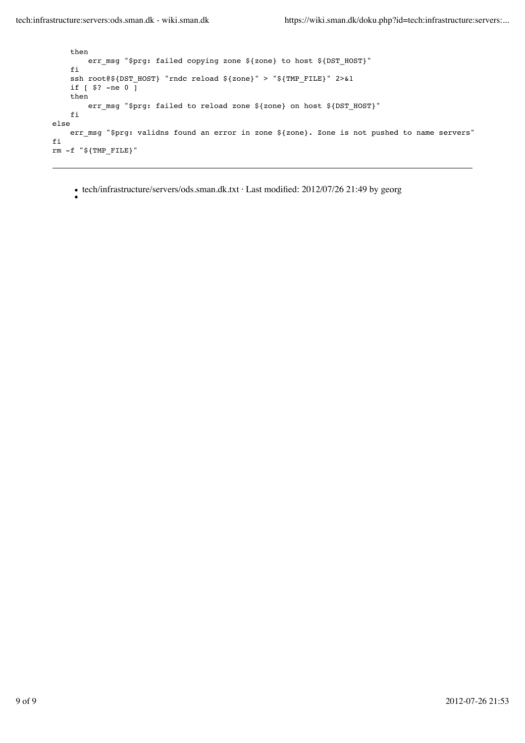```
    then
        err_msg "$prg: failed copying zone ${zone} to host ${DST_HOST}"
    fi
    ssh root@${DST_HOST} "rndc reload ${zone}" > "${TMP_FILE}" 2>&1
    if [ $? -ne 0 ]
    then
        err_msg "$prg: failed to reload zone ${zone} on host ${DST_HOST}"
    fi
else
    err_msg "$prg: validns found an error in zone ${zone}. Zone is not pushed to name servers"
fi
rm -f "${TMP_FILE}"
```

---

- tech/infrastructure/servers/ods.sman.dk.txt · Last modified: 2012/07/26 21:49 by georg
-